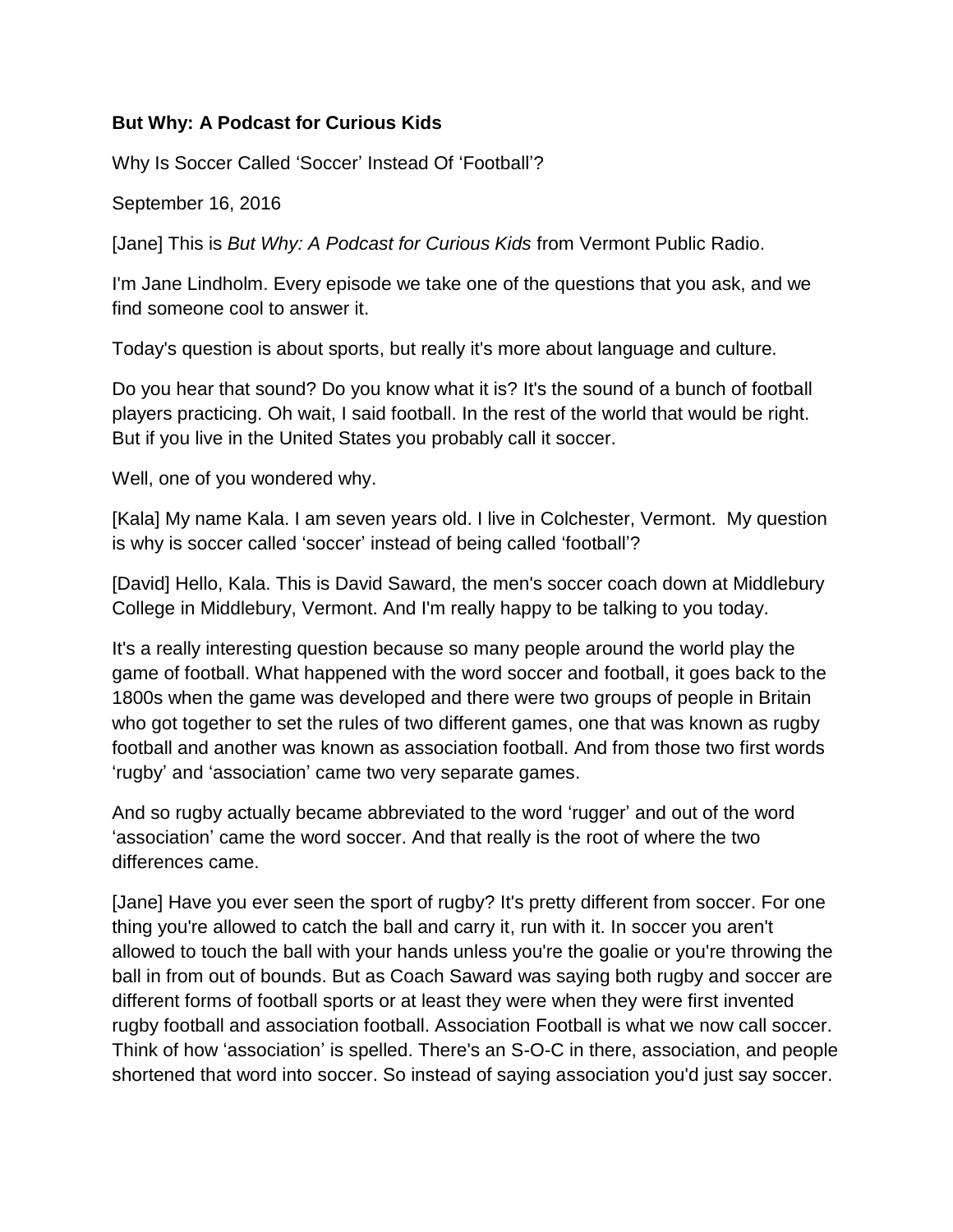**But Why: A Podcast for Curious Kids**

Why Is Soccer Called ‘Soccer’ Instead Of ‘Football’?

September 16, 2016

[Jane] This is *But Why: A Podcast for Curious Kids* from Vermont Public Radio.

I'm Jane Lindholm. Every episode we take one of the questions that you ask, and we find someone cool to answer it.

Today's question is about sports, but really it's more about language and culture.

Do you hear that sound? Do you know what it is? It's the sound of a bunch of football players practicing. Oh wait, I said football. In the rest of the world that would be right. But if you live in the United States you probably call it soccer.

Well, one of you wondered why.

[Kala] My name Kala. I am seven years old. I live in Colchester, Vermont. My question is why is soccer called ‘soccer’ instead of being called ‘football’?

[David] Hello, Kala. This is David Saward, the men's soccer coach down at Middlebury College in Middlebury, Vermont. And I'm really happy to be talking to you today.

It's a really interesting question because so many people around the world play the game of football. What happened with the word soccer and football, it goes back to the 1800s when the game was developed and there were two groups of people in Britain who got together to set the rules of two different games, one that was known as rugby football and another was known as association football. And from those two first words ‘rugby’ and ‘association’ came two very separate games.

And so rugby actually became abbreviated to the word ‘rugger’ and out of the word ‘association’ came the word soccer. And that really is the root of where the two differences came.

[Jane] Have you ever seen the sport of rugby? It's pretty different from soccer. For one thing you're allowed to catch the ball and carry it, run with it. In soccer you aren't allowed to touch the ball with your hands unless you're the goalie or you're throwing the ball in from out of bounds. But as Coach Saward was saying both rugby and soccer are different forms of football sports or at least they were when they were first invented rugby football and association football. Association Football is what we now call soccer. Think of how ‘association’ is spelled. There's an S-O-C in there, association, and people shortened that word into soccer. So instead of saying association you'd just say soccer.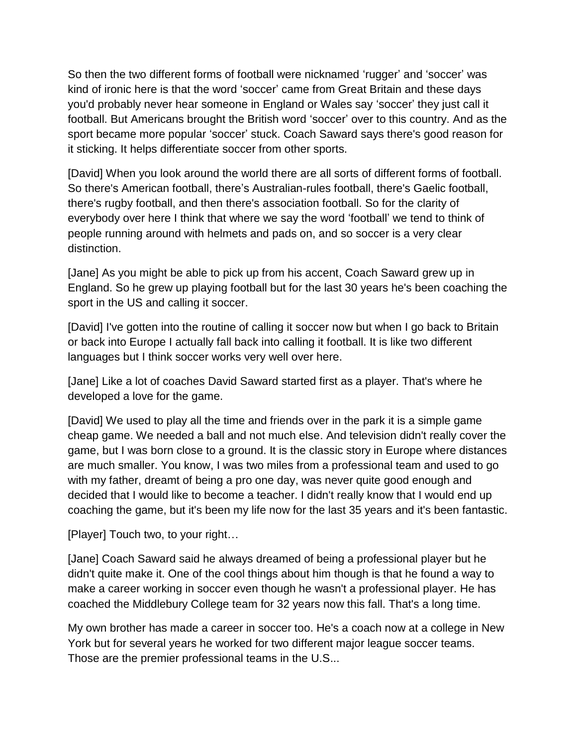So then the two different forms of football were nicknamed 'rugger' and 'soccer' was kind of ironic here is that the word 'soccer' came from Great Britain and these days you'd probably never hear someone in England or Wales say 'soccer' they just call it football. But Americans brought the British word 'soccer' over to this country. And as the sport became more popular 'soccer' stuck. Coach Saward says there's good reason for it sticking. It helps differentiate soccer from other sports.

[David] When you look around the world there are all sorts of different forms of football. So there's American football, there's Australian-rules football, there's Gaelic football, there's rugby football, and then there's association football. So for the clarity of everybody over here I think that where we say the word 'football' we tend to think of people running around with helmets and pads on, and so soccer is a very clear distinction.

[Jane] As you might be able to pick up from his accent, Coach Saward grew up in England. So he grew up playing football but for the last 30 years he's been coaching the sport in the US and calling it soccer.

[David] I've gotten into the routine of calling it soccer now but when I go back to Britain or back into Europe I actually fall back into calling it football. It is like two different languages but I think soccer works very well over here.

[Jane] Like a lot of coaches David Saward started first as a player. That's where he developed a love for the game.

[David] We used to play all the time and friends over in the park it is a simple game cheap game. We needed a ball and not much else. And television didn't really cover the game, but I was born close to a ground. It is the classic story in Europe where distances are much smaller. You know, I was two miles from a professional team and used to go with my father, dreamt of being a pro one day, was never quite good enough and decided that I would like to become a teacher. I didn't really know that I would end up coaching the game, but it's been my life now for the last 35 years and it's been fantastic.

[Player] Touch two, to your right…

[Jane] Coach Saward said he always dreamed of being a professional player but he didn't quite make it. One of the cool things about him though is that he found a way to make a career working in soccer even though he wasn't a professional player. He has coached the Middlebury College team for 32 years now this fall. That's a long time.

My own brother has made a career in soccer too. He's a coach now at a college in New York but for several years he worked for two different major league soccer teams. Those are the premier professional teams in the U.S...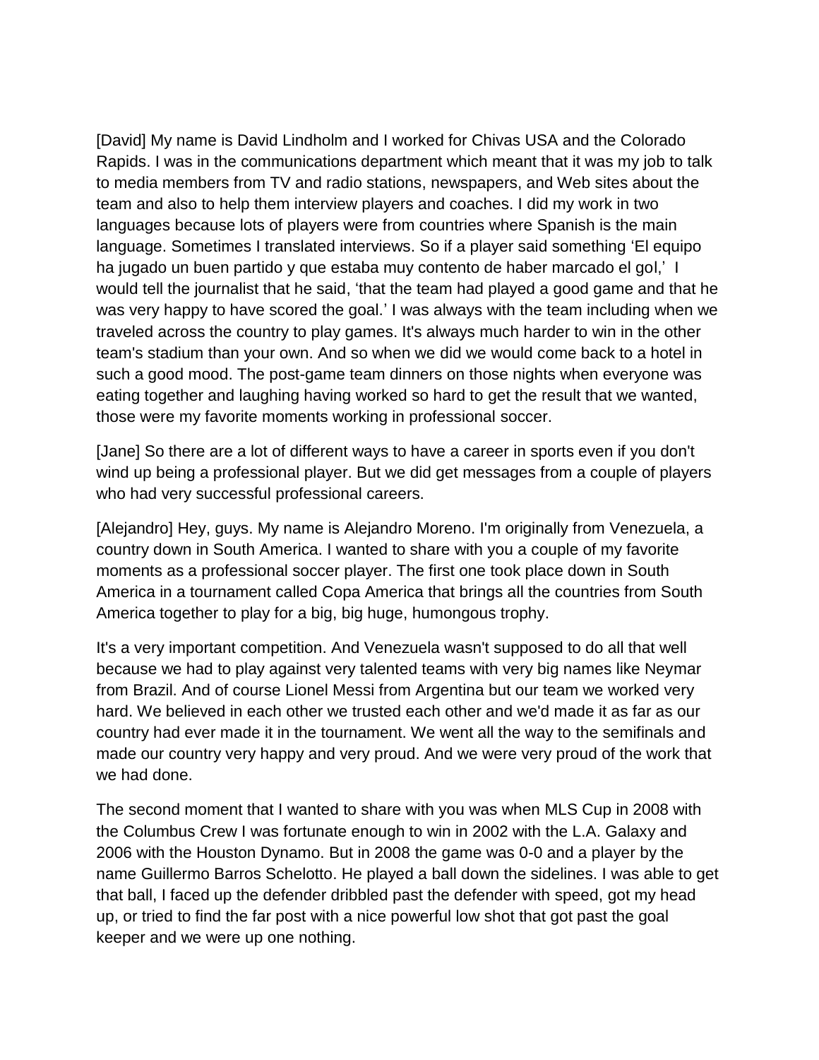[David] My name is David Lindholm and I worked for Chivas USA and the Colorado Rapids. I was in the communications department which meant that it was my job to talk to media members from TV and radio stations, newspapers, and Web sites about the team and also to help them interview players and coaches. I did my work in two languages because lots of players were from countries where Spanish is the main language. Sometimes I translated interviews. So if a player said something 'El equipo ha jugado un buen partido y que estaba muy contento de haber marcado el gol,' I would tell the journalist that he said, 'that the team had played a good game and that he was very happy to have scored the goal.' I was always with the team including when we traveled across the country to play games. It's always much harder to win in the other team's stadium than your own. And so when we did we would come back to a hotel in such a good mood. The post-game team dinners on those nights when everyone was eating together and laughing having worked so hard to get the result that we wanted, those were my favorite moments working in professional soccer.

[Jane] So there are a lot of different ways to have a career in sports even if you don't wind up being a professional player. But we did get messages from a couple of players who had very successful professional careers.

[Alejandro] Hey, guys. My name is Alejandro Moreno. I'm originally from Venezuela, a country down in South America. I wanted to share with you a couple of my favorite moments as a professional soccer player. The first one took place down in South America in a tournament called Copa America that brings all the countries from South America together to play for a big, big huge, humongous trophy.

It's a very important competition. And Venezuela wasn't supposed to do all that well because we had to play against very talented teams with very big names like Neymar from Brazil. And of course Lionel Messi from Argentina but our team we worked very hard. We believed in each other we trusted each other and we'd made it as far as our country had ever made it in the tournament. We went all the way to the semifinals and made our country very happy and very proud. And we were very proud of the work that we had done.

The second moment that I wanted to share with you was when MLS Cup in 2008 with the Columbus Crew I was fortunate enough to win in 2002 with the L.A. Galaxy and 2006 with the Houston Dynamo. But in 2008 the game was 0-0 and a player by the name Guillermo Barros Schelotto. He played a ball down the sidelines. I was able to get that ball, I faced up the defender dribbled past the defender with speed, got my head up, or tried to find the far post with a nice powerful low shot that got past the goal keeper and we were up one nothing.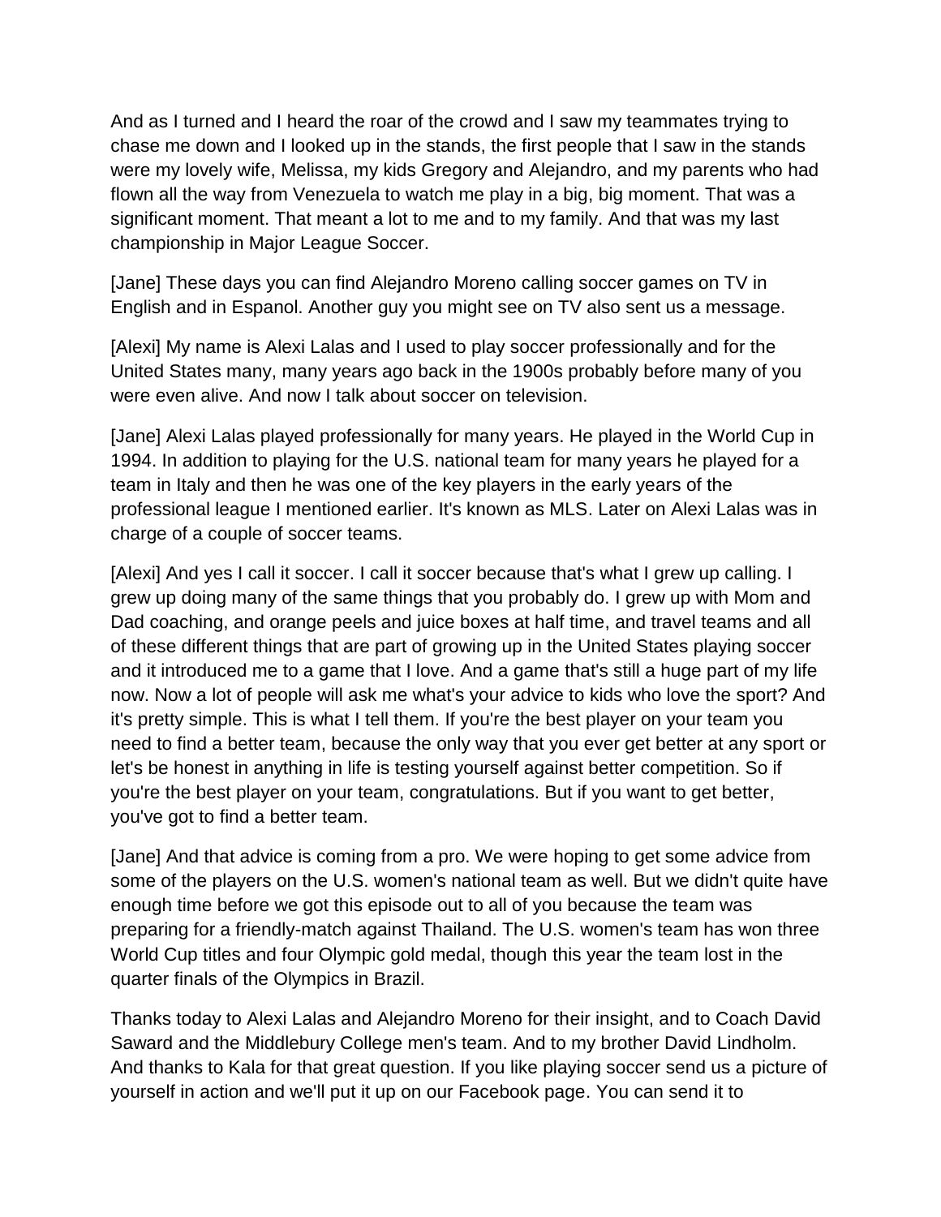And as I turned and I heard the roar of the crowd and I saw my teammates trying to chase me down and I looked up in the stands, the first people that I saw in the stands were my lovely wife, Melissa, my kids Gregory and Alejandro, and my parents who had flown all the way from Venezuela to watch me play in a big, big moment. That was a significant moment. That meant a lot to me and to my family. And that was my last championship in Major League Soccer.

[Jane] These days you can find Alejandro Moreno calling soccer games on TV in English and in Espanol. Another guy you might see on TV also sent us a message.

[Alexi] My name is Alexi Lalas and I used to play soccer professionally and for the United States many, many years ago back in the 1900s probably before many of you were even alive. And now I talk about soccer on television.

[Jane] Alexi Lalas played professionally for many years. He played in the World Cup in 1994. In addition to playing for the U.S. national team for many years he played for a team in Italy and then he was one of the key players in the early years of the professional league I mentioned earlier. It's known as MLS. Later on Alexi Lalas was in charge of a couple of soccer teams.

[Alexi] And yes I call it soccer. I call it soccer because that's what I grew up calling. I grew up doing many of the same things that you probably do. I grew up with Mom and Dad coaching, and orange peels and juice boxes at half time, and travel teams and all of these different things that are part of growing up in the United States playing soccer and it introduced me to a game that I love. And a game that's still a huge part of my life now. Now a lot of people will ask me what's your advice to kids who love the sport? And it's pretty simple. This is what I tell them. If you're the best player on your team you need to find a better team, because the only way that you ever get better at any sport or let's be honest in anything in life is testing yourself against better competition. So if you're the best player on your team, congratulations. But if you want to get better, you've got to find a better team.

[Jane] And that advice is coming from a pro. We were hoping to get some advice from some of the players on the U.S. women's national team as well. But we didn't quite have enough time before we got this episode out to all of you because the team was preparing for a friendly-match against Thailand. The U.S. women's team has won three World Cup titles and four Olympic gold medal, though this year the team lost in the quarter finals of the Olympics in Brazil.

Thanks today to Alexi Lalas and Alejandro Moreno for their insight, and to Coach David Saward and the Middlebury College men's team. And to my brother David Lindholm. And thanks to Kala for that great question. If you like playing soccer send us a picture of yourself in action and we'll put it up on our Facebook page. You can send it to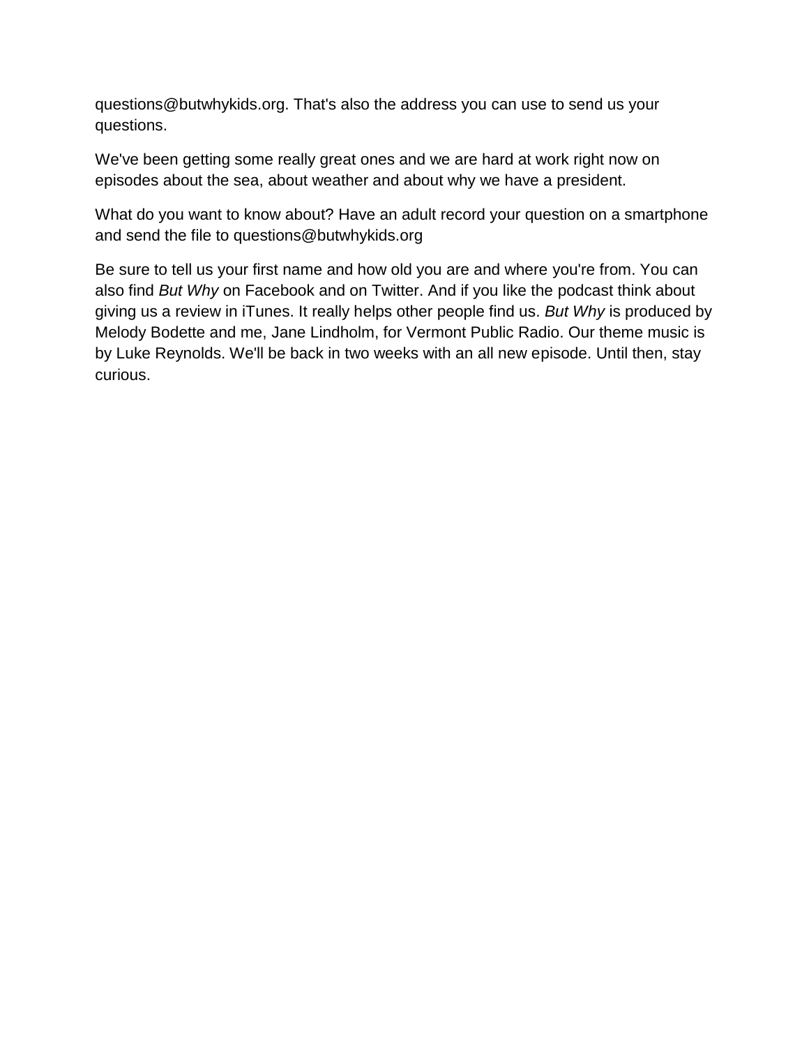questions@butwhykids.org. That's also the address you can use to send us your questions.

We've been getting some really great ones and we are hard at work right now on episodes about the sea, about weather and about why we have a president.

What do you want to know about? Have an adult record your question on a smartphone and send the file to questions@butwhykids.org

Be sure to tell us your first name and how old you are and where you're from. You can also find *But Why* on Facebook and on Twitter. And if you like the podcast think about giving us a review in iTunes. It really helps other people find us. *But Why* is produced by Melody Bodette and me, Jane Lindholm, for Vermont Public Radio. Our theme music is by Luke Reynolds. We'll be back in two weeks with an all new episode. Until then, stay curious.